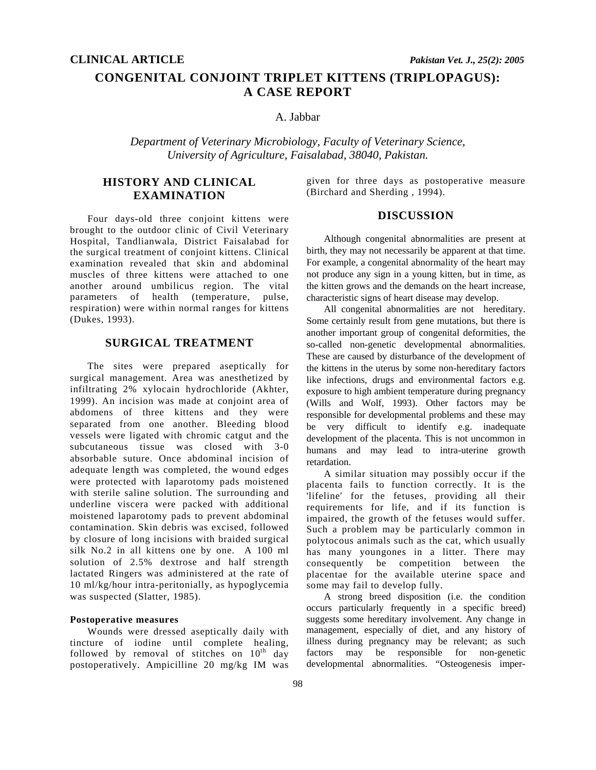CLINICAL ARTICLE

# CONGENITAL CONJOINT TRIPLET KITTENS (TRIPLOPAGUS): A CASE REPORT

A. Jabbar

*Department of Veterinary Microbiology, Faculty of Veterinary Science, University of Agriculture, Faisalabad, 38040, Pakistan.*

## HISTORY AND CLINICAL EXAMINATION

Four days-old three conjoint kittens were brought to the outdoor clinic of Civil Veterinary Hospital, Tandlianwala, District Faisalabad for the surgical treatment of conjoint kittens. Clinical examination revealed that skin and abdominal muscles of three kittens were attached to one another around umbilicus region. The vital parameters of health (temperature, pulse, respiration) were within normal ranges for kittens (Dukes, 1993).

## SURGICAL TREATMENT

The sites were prepared aseptically for surgical management. Area was anesthetized by infiltrating 2% xylocain hydrochloride (Akhter, 1999). An incision was made at conjoint area of abdomens of three kittens and they were separated from one another. Bleeding blood vessels were ligated with chromic catgut and the subcutaneous tissue was closed with 3-0 absorbable suture. Once abdominal incision of adequate length was completed, the wound edges were protected with laparotomy pads moistened with sterile saline solution. The surrounding and underline viscera were packed with additional moistened laparotomy pads to prevent abdominal contamination. Skin debris was excised, followed by closure of long incisions with braided surgical silk No.2 in all kittens one by one. A 100 ml solution of 2.5% dextrose and half strength lactated Ringers was administered at the rate of 10 ml/kg/hour intra-peritonially, as hypoglycemia was suspected (Slatter, 1985).

### Postoperative measures

Wounds were dressed aseptically daily with tincture of iodine until complete healing, followed by removal of stitches on 10th day postoperatively. Ampicilline 20 mg/kg IM was given for three days as postoperative measure (Birchard and Sherding , 1994).

## DISCUSSION

Although congenital abnormalities are present at birth, they may not necessarily be apparent at that time. For example, a congenital abnormality of the heart may not produce any sign in a young kitten, but in time, as the kitten grows and the demands on the heart increase, characteristic signs of heart disease may develop.

All congenital abnormalities are not hereditary. Some certainly result from gene mutations, but there is another important group of congenital deformities, the so-called non-genetic developmental abnormalities. These are caused by disturbance of the development of the kittens in the uterus by some non-hereditary factors like infections, drugs and environmental factors e.g. exposure to high ambient temperature during pregnancy (Wills and Wolf, 1993). Other factors may be responsible for developmental problems and these may be very difficult to identify e.g. inadequate development of the placenta. This is not uncommon in humans and may lead to intra-uterine growth retardation.

A similar situation may possibly occur if the placenta fails to function correctly. It is the 'lifeline' for the fetuses, providing all their requirements for life, and if its function is impaired, the growth of the fetuses would suffer. Such a problem may be particularly common in polytocous animals such as the cat, which usually has many youngones in a litter. There may consequently be competition between the placentae for the available uterine space and some may fail to develop fully.

A strong breed disposition (i.e. the condition occurs particularly frequently in a specific breed) suggests some hereditary involvement. Any change in management, especially of diet, and any history of illness during pregnancy may be relevant; as such factors may be responsible for non-genetic developmental abnormalities. "Osteogenesis imper-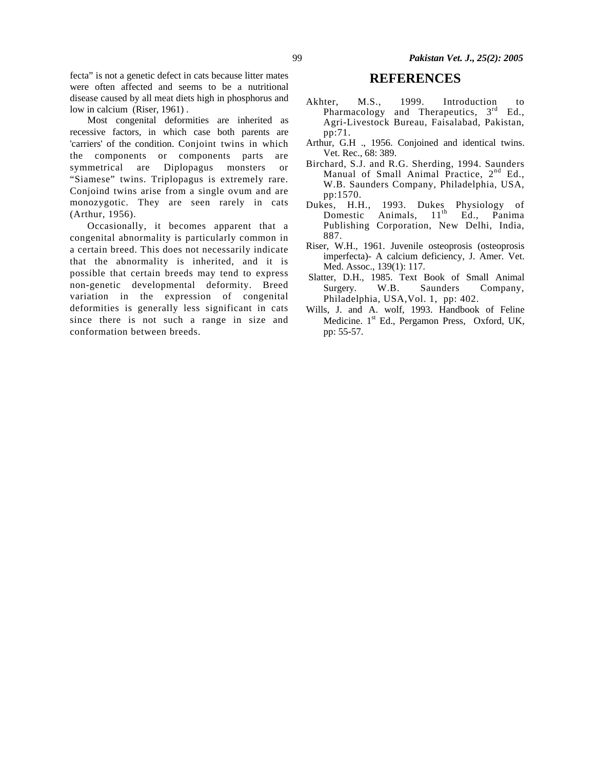fecta" is not a genetic defect in cats because litter mates were often affected and seems to be a nutritional disease caused by all meat diets high in phosphorus and low in calcium (Riser, 1961) .

Most congenital deformities are inherited as recessive factors, in which case both parents are 'carriers' of the condition. Conjoint twins in which the components or components parts are symmetrical are Diplopagus monsters or "Siamese" twins. Triplopagus is extremely rare. Conjoind twins arise from a single ovum and are monozygotic. They are seen rarely in cats (Arthur, 1956).

Occasionally, it becomes apparent that a congenital abnormality is particularly common in a certain breed. This does not necessarily indicate that the abnormality is inherited, and it is possible that certain breeds may tend to express non-genetic developmental deformity. Breed variation in the expression of congenital deformities is generally less significant in cats since there is not such a range in size and conformation between breeds.

# REFERENCES

Akhter, M.S., 1999. Introduction to Pharmacology and Therapeutics, 3rd Ed., Agri-Livestock Bureau, Faisalabad, Pakistan, pp:71.

Arthur, G.H ., 1956. Conjoined and identical twins. Vet. Rec., 68: 389.

Birchard, S.J. and R.G. Sherding, 1994. Saunders Manual of Small Animal Practice, 2nd Ed., W.B. Saunders Company, Philadelphia, USA, pp:1570.

Dukes, H.H., 1993. Dukes Physiology of Domestic Animals, 11th Ed., Panima Publishing Corporation, New Delhi, India, 887.

Riser, W.H., 1961. Juvenile osteoprosis (osteoprosis imperfecta)- A calcium deficiency, J. Amer. Vet. Med. Assoc., 139(1): 117.

Slatter, D.H., 1985. Text Book of Small Animal Surgery. W.B. Saunders Company, Philadelphia, USA,Vol. 1, pp: 402.

Wills, J. and A. wolf, 1993. Handbook of Feline Medicine. 1st Ed., Pergamon Press, Oxford, UK, pp: 55-57.